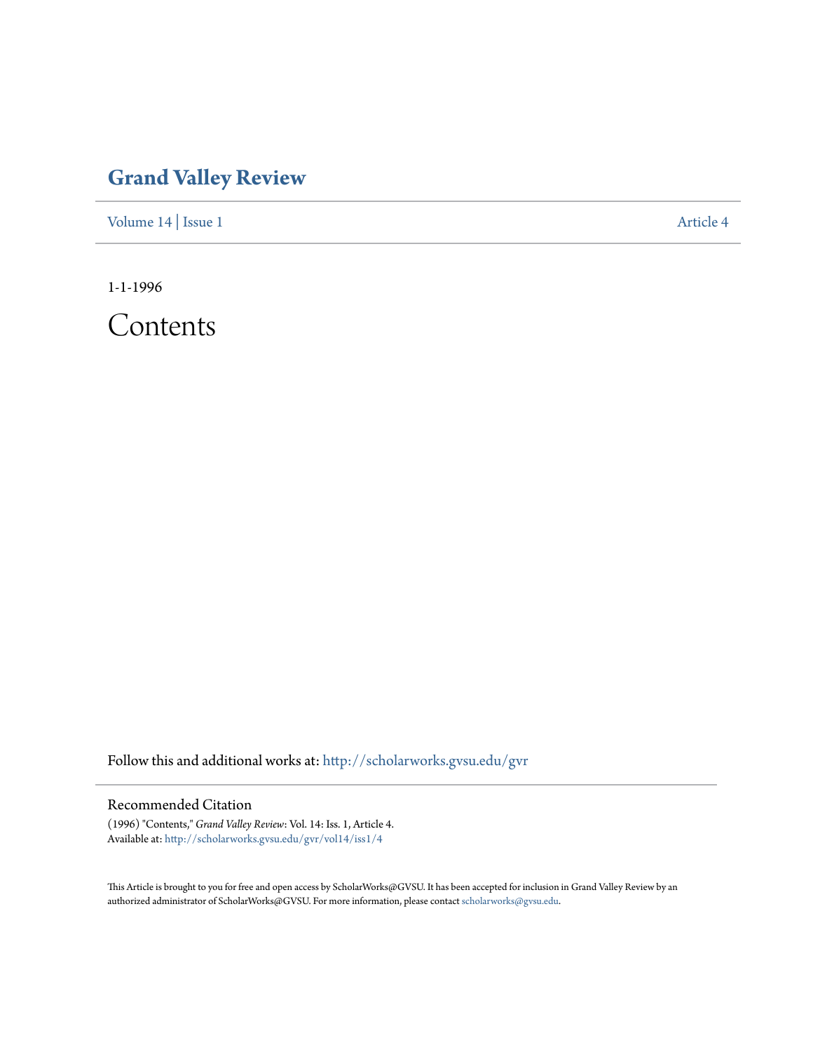# Grand Valley Review

Volume 14 | Issue 1 Article 4

1-1-1996

# Contents

Follow this and additional works at: http://scholarworks.gvsu.edu/gvr

## Recommended Citation

(1996) "Contents," *Grand Valley Review*: Vol. 14: Iss. 1, Article 4.
Available at: http://scholarworks.gvsu.edu/gvr/vol14/iss1/4

This Article is brought to you for free and open access by ScholarWorks@GVSU. It has been accepted for inclusion in Grand Valley Review by an authorized administrator of ScholarWorks@GVSU. For more information, please contact scholarworks@gvsu.edu.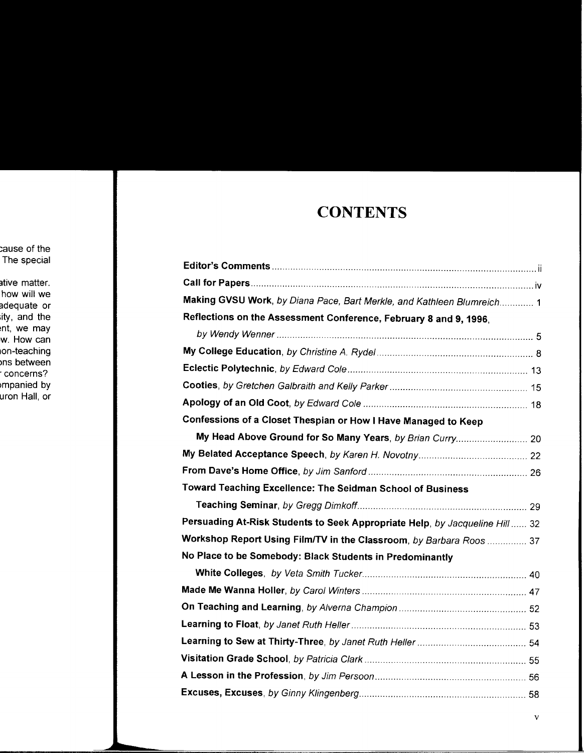# CONTENTS

**Editor's Comments** .......... ii

**Call for Papers** .......... iv

**Making GVSU Work**, *by Diana Pace, Bart Merkle, and Kathleen Blumreich* .......... 1

**Reflections on the Assessment Conference, February 8 and 9, 1996**, *by Wendy Wenner* .......... 5

**My College Education**, *by Christine A. Rydel* .......... 8

**Eclectic Polytechnic**, *by Edward Cole* .......... 13

**Cooties**, *by Gretchen Galbraith and Kelly Parker* .......... 15

**Apology of an Old Coot**, *by Edward Cole* .......... 18

**Confessions of a Closet Thespian or How I Have Managed to Keep My Head Above Ground for So Many Years**, *by Brian Curry* .......... 20

**My Belated Acceptance Speech**, *by Karen H. Novotny* .......... 22

**From Dave's Home Office**, *by Jim Sanford* .......... 26

**Toward Teaching Excellence: The Seidman School of Business Teaching Seminar**, *by Gregg Dimkoff* .......... 29

**Persuading At-Risk Students to Seek Appropriate Help**, *by Jacqueline Hill* .......... 32

**Workshop Report Using Film/TV in the Classroom**, *by Barbara Roos* .......... 37

**No Place to be Somebody: Black Students in Predominantly White Colleges**, *by Veta Smith Tucker* .......... 40

**Made Me Wanna Holler**, *by Carol Winters* .......... 47

**On Teaching and Learning**, *by Alverna Champion* .......... 52

**Learning to Float**, *by Janet Ruth Heller* .......... 53

**Learning to Sew at Thirty-Three**, *by Janet Ruth Heller* .......... 54

**Visitation Grade School**, *by Patricia Clark* .......... 55

**A Lesson in the Profession**, *by Jim Persoon* .......... 56

**Excuses, Excuses**, *by Ginny Klingenberg* .......... 58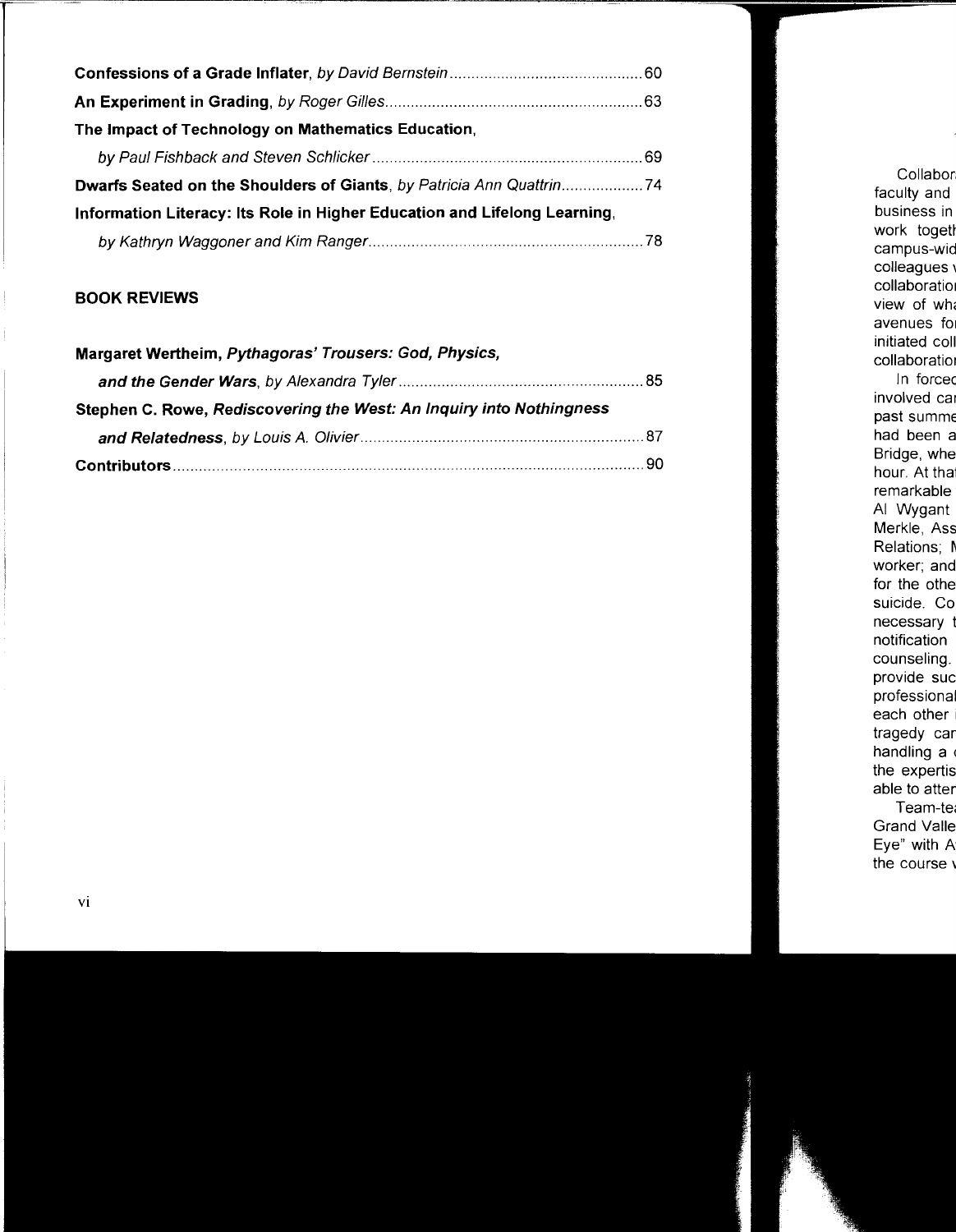**Confessions of a Grade Inflater**, *by David Bernstein* ............ 60

**An Experiment in Grading**, *by Roger Gilles* ............ 63

**The Impact of Technology on Mathematics Education**, *by Paul Fishback and Steven Schlicker* ............ 69

**Dwarfs Seated on the Shoulders of Giants**, *by Patricia Ann Quattrin* ............ 74

**Information Literacy: Its Role in Higher Education and Lifelong Learning**, *by Kathryn Waggoner and Kim Ranger* ............ 78

## BOOK REVIEWS

**Margaret Wertheim, *Pythagoras' Trousers: God, Physics, and the Gender Wars***, *by Alexandra Tyler* ............ 85

**Stephen C. Rowe, *Rediscovering the West: An Inquiry into Nothingness and Relatedness***, *by Louis A. Olivier* ............ 87

**Contributors** ............ 90